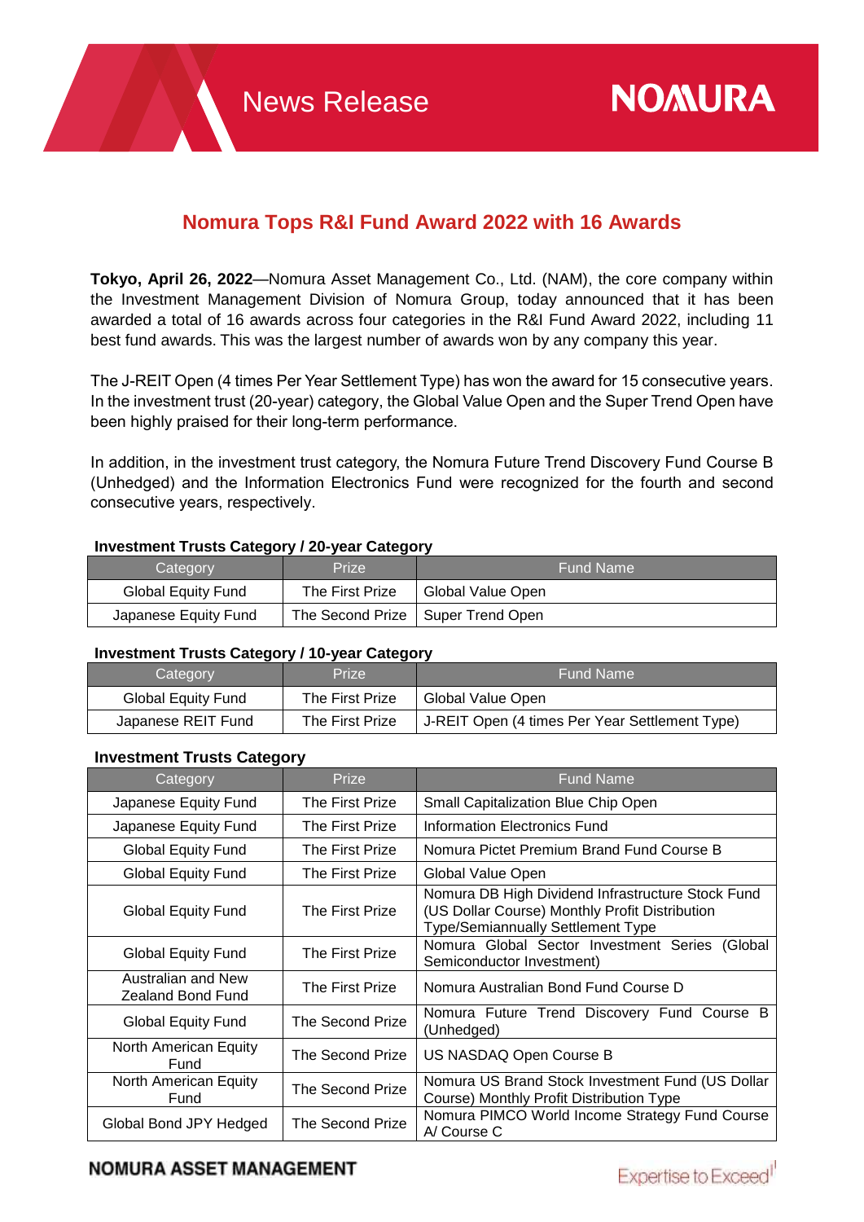# Nomura Tops R&I Fund Award 2022 with 16 Awards

**Tokyo, April 26, 2022**—Nomura Asset Management Co., Ltd. (NAM), the core company within the Investment Management Division of Nomura Group, today announced that it has been awarded a total of 16 awards across four categories in the R&I Fund Award 2022, including 11 best fund awards. This was the largest number of awards won by any company this year.

The J-REIT Open (4 times Per Year Settlement Type) has won the award for 15 consecutive years. In the investment trust (20-year) category, the Global Value Open and the Super Trend Open have been highly praised for their long-term performance.

In addition, in the investment trust category, the Nomura Future Trend Discovery Fund Course B (Unhedged) and the Information Electronics Fund were recognized for the fourth and second consecutive years, respectively.

**Investment Trusts Category / 20-year Category**

| Category | Prize | Fund Name |
|---|---|---|
| Global Equity Fund | The First Prize | Global Value Open |
| Japanese Equity Fund | The Second Prize | Super Trend Open |

**Investment Trusts Category / 10-year Category**

| Category | Prize | Fund Name |
|---|---|---|
| Global Equity Fund | The First Prize | Global Value Open |
| Japanese REIT Fund | The First Prize | J-REIT Open (4 times Per Year Settlement Type) |

**Investment Trusts Category**

| Category | Prize | Fund Name |
|---|---|---|
| Japanese Equity Fund | The First Prize | Small Capitalization Blue Chip Open |
| Japanese Equity Fund | The First Prize | Information Electronics Fund |
| Global Equity Fund | The First Prize | Nomura Pictet Premium Brand Fund Course B |
| Global Equity Fund | The First Prize | Global Value Open |
| Global Equity Fund | The First Prize | Nomura DB High Dividend Infrastructure Stock Fund (US Dollar Course) Monthly Profit Distribution Type/Semiannually Settlement Type |
| Global Equity Fund | The First Prize | Nomura Global Sector Investment Series (Global Semiconductor Investment) |
| Australian and New Zealand Bond Fund | The First Prize | Nomura Australian Bond Fund Course D |
| Global Equity Fund | The Second Prize | Nomura Future Trend Discovery Fund Course B (Unhedged) |
| North American Equity Fund | The Second Prize | US NASDAQ Open Course B |
| North American Equity Fund | The Second Prize | Nomura US Brand Stock Investment Fund (US Dollar Course) Monthly Profit Distribution Type |
| Global Bond JPY Hedged | The Second Prize | Nomura PIMCO World Income Strategy Fund Course A/ Course C |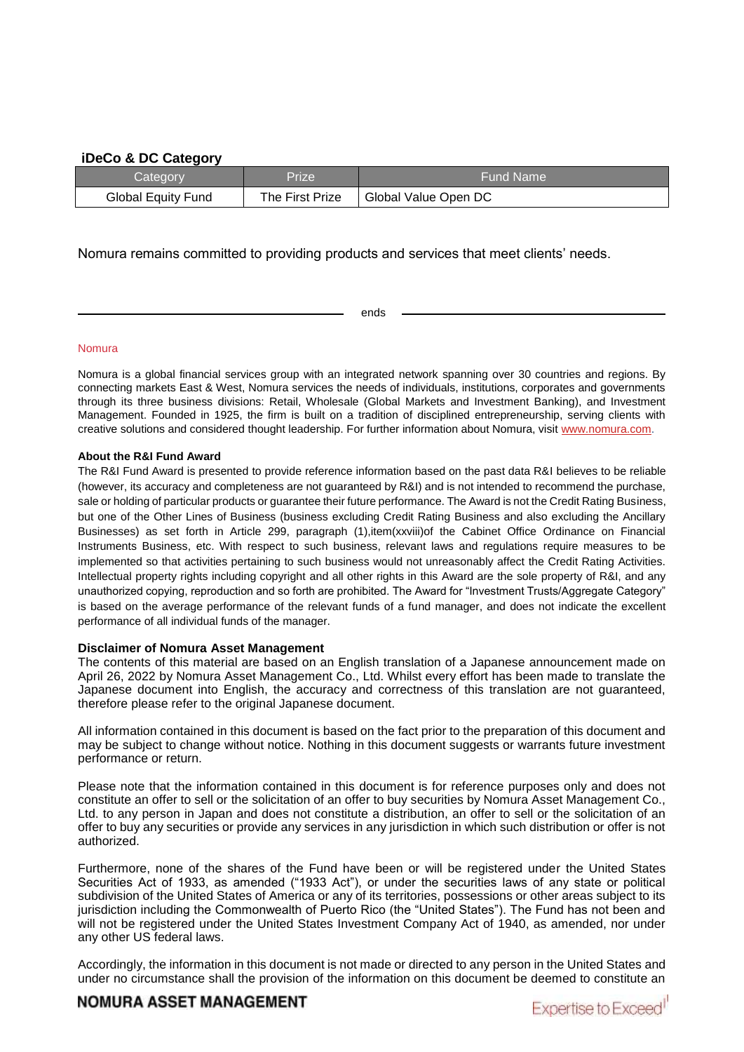### iDeCo & DC Category

| Category | Prize | Fund Name |
| --- | --- | --- |
| Global Equity Fund | The First Prize | Global Value Open DC |

Nomura remains committed to providing products and services that meet clients' needs.

ends

Nomura

Nomura is a global financial services group with an integrated network spanning over 30 countries and regions. By connecting markets East & West, Nomura services the needs of individuals, institutions, corporates and governments through its three business divisions: Retail, Wholesale (Global Markets and Investment Banking), and Investment Management. Founded in 1925, the firm is built on a tradition of disciplined entrepreneurship, serving clients with creative solutions and considered thought leadership. For further information about Nomura, visit www.nomura.com.

**About the R&I Fund Award**

The R&I Fund Award is presented to provide reference information based on the past data R&I believes to be reliable (however, its accuracy and completeness are not guaranteed by R&I) and is not intended to recommend the purchase, sale or holding of particular products or guarantee their future performance. The Award is not the Credit Rating Business, but one of the Other Lines of Business (business excluding Credit Rating Business and also excluding the Ancillary Businesses) as set forth in Article 299, paragraph (1),item(xxviii)of the Cabinet Office Ordinance on Financial Instruments Business, etc. With respect to such business, relevant laws and regulations require measures to be implemented so that activities pertaining to such business would not unreasonably affect the Credit Rating Activities. Intellectual property rights including copyright and all other rights in this Award are the sole property of R&I, and any unauthorized copying, reproduction and so forth are prohibited. The Award for "Investment Trusts/Aggregate Category" is based on the average performance of the relevant funds of a fund manager, and does not indicate the excellent performance of all individual funds of the manager.

**Disclaimer of Nomura Asset Management**

The contents of this material are based on an English translation of a Japanese announcement made on April 26, 2022 by Nomura Asset Management Co., Ltd. Whilst every effort has been made to translate the Japanese document into English, the accuracy and correctness of this translation are not guaranteed, therefore please refer to the original Japanese document.

All information contained in this document is based on the fact prior to the preparation of this document and may be subject to change without notice. Nothing in this document suggests or warrants future investment performance or return.

Please note that the information contained in this document is for reference purposes only and does not constitute an offer to sell or the solicitation of an offer to buy securities by Nomura Asset Management Co., Ltd. to any person in Japan and does not constitute a distribution, an offer to sell or the solicitation of an offer to buy any securities or provide any services in any jurisdiction in which such distribution or offer is not authorized.

Furthermore, none of the shares of the Fund have been or will be registered under the United States Securities Act of 1933, as amended ("1933 Act"), or under the securities laws of any state or political subdivision of the United States of America or any of its territories, possessions or other areas subject to its jurisdiction including the Commonwealth of Puerto Rico (the "United States"). The Fund has not been and will not be registered under the United States Investment Company Act of 1940, as amended, nor under any other US federal laws.

Accordingly, the information in this document is not made or directed to any person in the United States and under no circumstance shall the provision of the information on this document be deemed to constitute an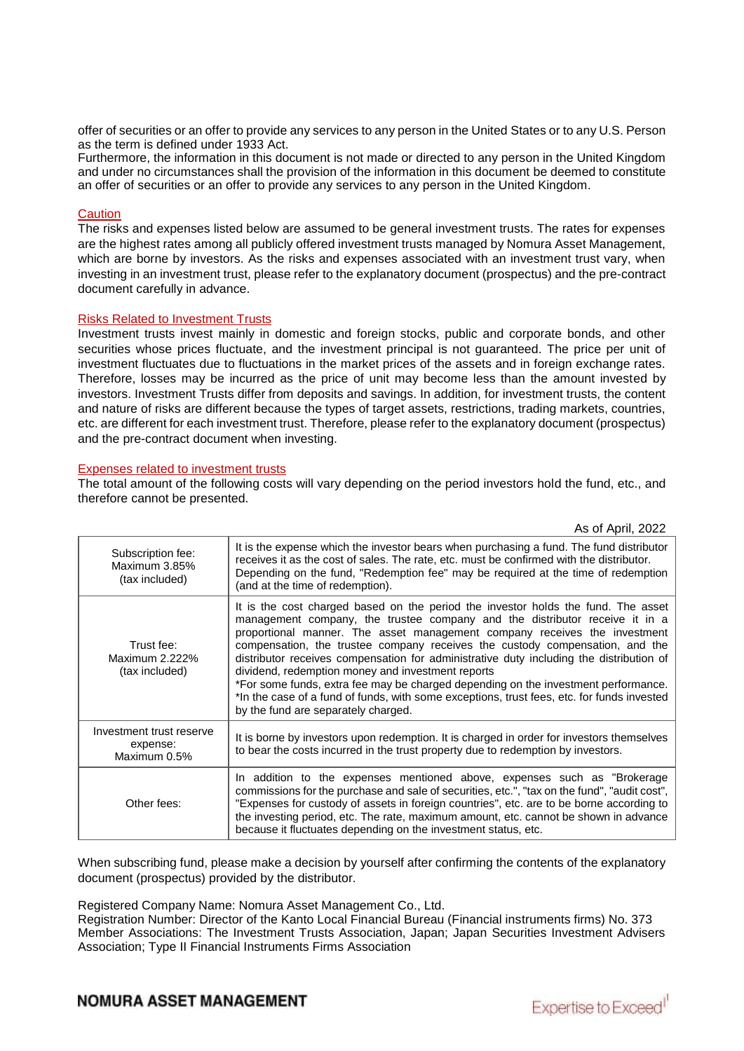offer of securities or an offer to provide any services to any person in the United States or to any U.S. Person as the term is defined under 1933 Act.
Furthermore, the information in this document is not made or directed to any person in the United Kingdom and under no circumstances shall the provision of the information in this document be deemed to constitute an offer of securities or an offer to provide any services to any person in the United Kingdom.

## Caution

The risks and expenses listed below are assumed to be general investment trusts. The rates for expenses are the highest rates among all publicly offered investment trusts managed by Nomura Asset Management, which are borne by investors. As the risks and expenses associated with an investment trust vary, when investing in an investment trust, please refer to the explanatory document (prospectus) and the pre-contract document carefully in advance.

## Risks Related to Investment Trusts

Investment trusts invest mainly in domestic and foreign stocks, public and corporate bonds, and other securities whose prices fluctuate, and the investment principal is not guaranteed. The price per unit of investment fluctuates due to fluctuations in the market prices of the assets and in foreign exchange rates. Therefore, losses may be incurred as the price of unit may become less than the amount invested by investors. Investment Trusts differ from deposits and savings. In addition, for investment trusts, the content and nature of risks are different because the types of target assets, restrictions, trading markets, countries, etc. are different for each investment trust. Therefore, please refer to the explanatory document (prospectus) and the pre-contract document when investing.

## Expenses related to investment trusts

The total amount of the following costs will vary depending on the period investors hold the fund, etc., and therefore cannot be presented.

As of April, 2022

| | |
|---|---|
| Subscription fee: Maximum 3.85% (tax included) | It is the expense which the investor bears when purchasing a fund. The fund distributor receives it as the cost of sales. The rate, etc. must be confirmed with the distributor. Depending on the fund, "Redemption fee" may be required at the time of redemption (and at the time of redemption). |
| Trust fee: Maximum 2.222% (tax included) | It is the cost charged based on the period the investor holds the fund. The asset management company, the trustee company and the distributor receive it in a proportional manner. The asset management company receives the investment compensation, the trustee company receives the custody compensation, and the distributor receives compensation for administrative duty including the distribution of dividend, redemption money and investment reports<br>*For some funds, extra fee may be charged depending on the investment performance.<br>*In the case of a fund of funds, with some exceptions, trust fees, etc. for funds invested by the fund are separately charged. |
| Investment trust reserve expense: Maximum 0.5% | It is borne by investors upon redemption. It is charged in order for investors themselves to bear the costs incurred in the trust property due to redemption by investors. |
| Other fees: | In addition to the expenses mentioned above, expenses such as "Brokerage commissions for the purchase and sale of securities, etc.", "tax on the fund", "audit cost", "Expenses for custody of assets in foreign countries", etc. are to be borne according to the investing period, etc. The rate, maximum amount, etc. cannot be shown in advance because it fluctuates depending on the investment status, etc. |

When subscribing fund, please make a decision by yourself after confirming the contents of the explanatory document (prospectus) provided by the distributor.

Registered Company Name: Nomura Asset Management Co., Ltd.
Registration Number: Director of the Kanto Local Financial Bureau (Financial instruments firms) No. 373
Member Associations: The Investment Trusts Association, Japan; Japan Securities Investment Advisers Association; Type II Financial Instruments Firms Association

NOMURA ASSET MANAGEMENT

Expertise to Exceed